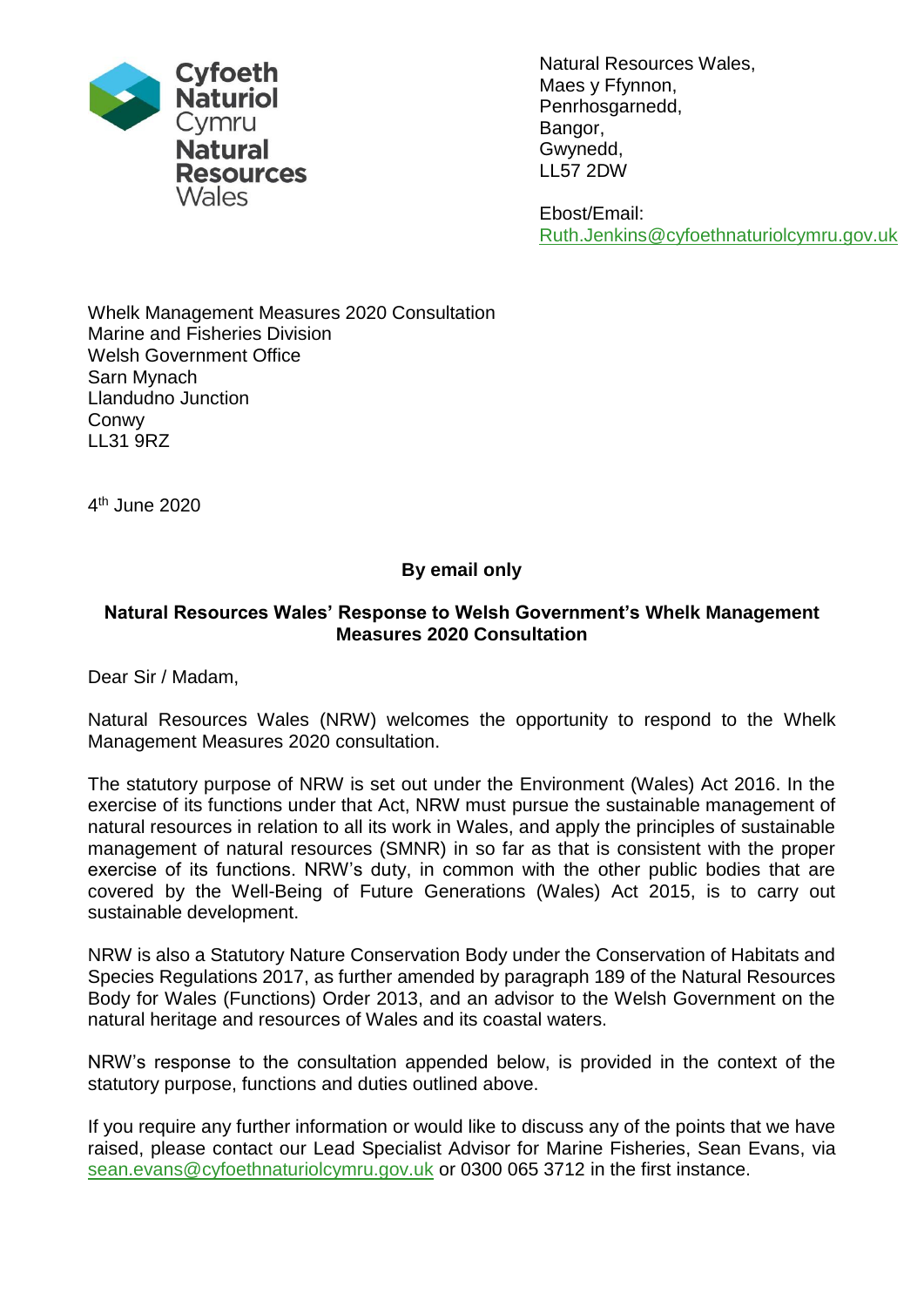Cyfoeth Naturiol Cymru
Natural Resources Wales

Natural Resources Wales,
Maes y Ffynnon,
Penrhosgarnedd,
Bangor,
Gwynedd,
LL57 2DW

Ebost/Email:
Ruth.Jenkins@cyfoethnaturiolcymru.gov.uk

Whelk Management Measures 2020 Consultation
Marine and Fisheries Division
Welsh Government Office
Sarn Mynach
Llandudno Junction
Conwy
LL31 9RZ

4th June 2020

**By email only**

**Natural Resources Wales' Response to Welsh Government's Whelk Management Measures 2020 Consultation**

Dear Sir / Madam,

Natural Resources Wales (NRW) welcomes the opportunity to respond to the Whelk Management Measures 2020 consultation.

The statutory purpose of NRW is set out under the Environment (Wales) Act 2016. In the exercise of its functions under that Act, NRW must pursue the sustainable management of natural resources in relation to all its work in Wales, and apply the principles of sustainable management of natural resources (SMNR) in so far as that is consistent with the proper exercise of its functions. NRW's duty, in common with the other public bodies that are covered by the Well-Being of Future Generations (Wales) Act 2015, is to carry out sustainable development.

NRW is also a Statutory Nature Conservation Body under the Conservation of Habitats and Species Regulations 2017, as further amended by paragraph 189 of the Natural Resources Body for Wales (Functions) Order 2013, and an advisor to the Welsh Government on the natural heritage and resources of Wales and its coastal waters.

NRW's response to the consultation appended below, is provided in the context of the statutory purpose, functions and duties outlined above.

If you require any further information or would like to discuss any of the points that we have raised, please contact our Lead Specialist Advisor for Marine Fisheries, Sean Evans, via sean.evans@cyfoethnaturiolcymru.gov.uk or 0300 065 3712 in the first instance.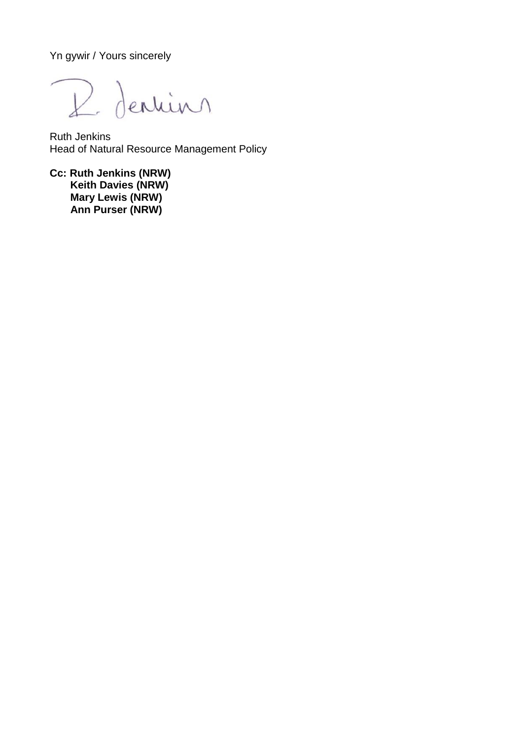Yn gywir / Yours sincerely

Ruth Jenkins
Head of Natural Resource Management Policy

**Cc: Ruth Jenkins (NRW)**
**Keith Davies (NRW)**
**Mary Lewis (NRW)**
**Ann Purser (NRW)**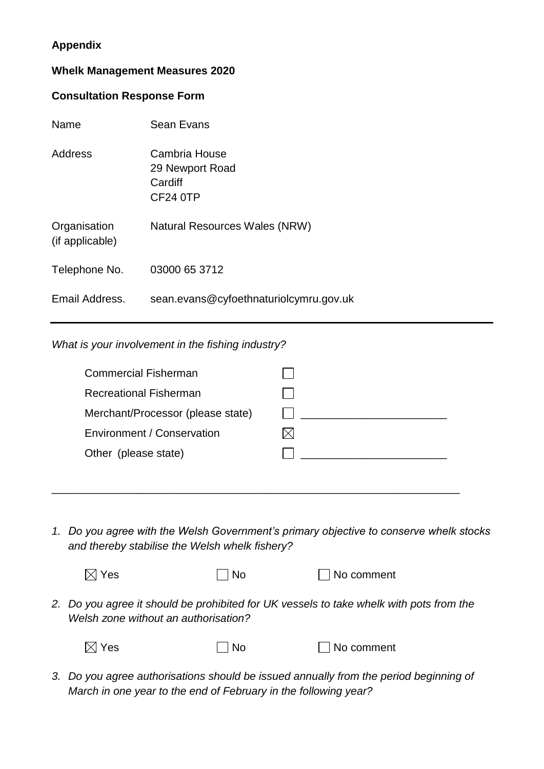**Appendix**

**Whelk Management Measures 2020**

**Consultation Response Form**

| | |
|---|---|
| Name | Sean Evans |
| Address | Cambria House<br>29 Newport Road<br>Cardiff<br>CF24 0TP |
| Organisation (if applicable) | Natural Resources Wales (NRW) |
| Telephone No. | 03000 65 3712 |
| Email Address. | sean.evans@cyfoethnaturiolcymru.gov.uk |

---

*What is your involvement in the fishing industry?*

| | | |
|---|---|---|
| Commercial Fisherman | ☐ | |
| Recreational Fisherman | ☐ | |
| Merchant/Processor (please state) | ☐ | ________________________ |
| Environment / Conservation | ☒ | |
| Other (please state) | ☐ | ________________________ |

________________________________________________________________________

1. *Do you agree with the Welsh Government's primary objective to conserve whelk stocks and thereby stabilise the Welsh whelk fishery?*

   ☒ Yes ☐ No ☐ No comment

2. *Do you agree it should be prohibited for UK vessels to take whelk with pots from the Welsh zone without an authorisation?*

   ☒ Yes ☐ No ☐ No comment

3. *Do you agree authorisations should be issued annually from the period beginning of March in one year to the end of February in the following year?*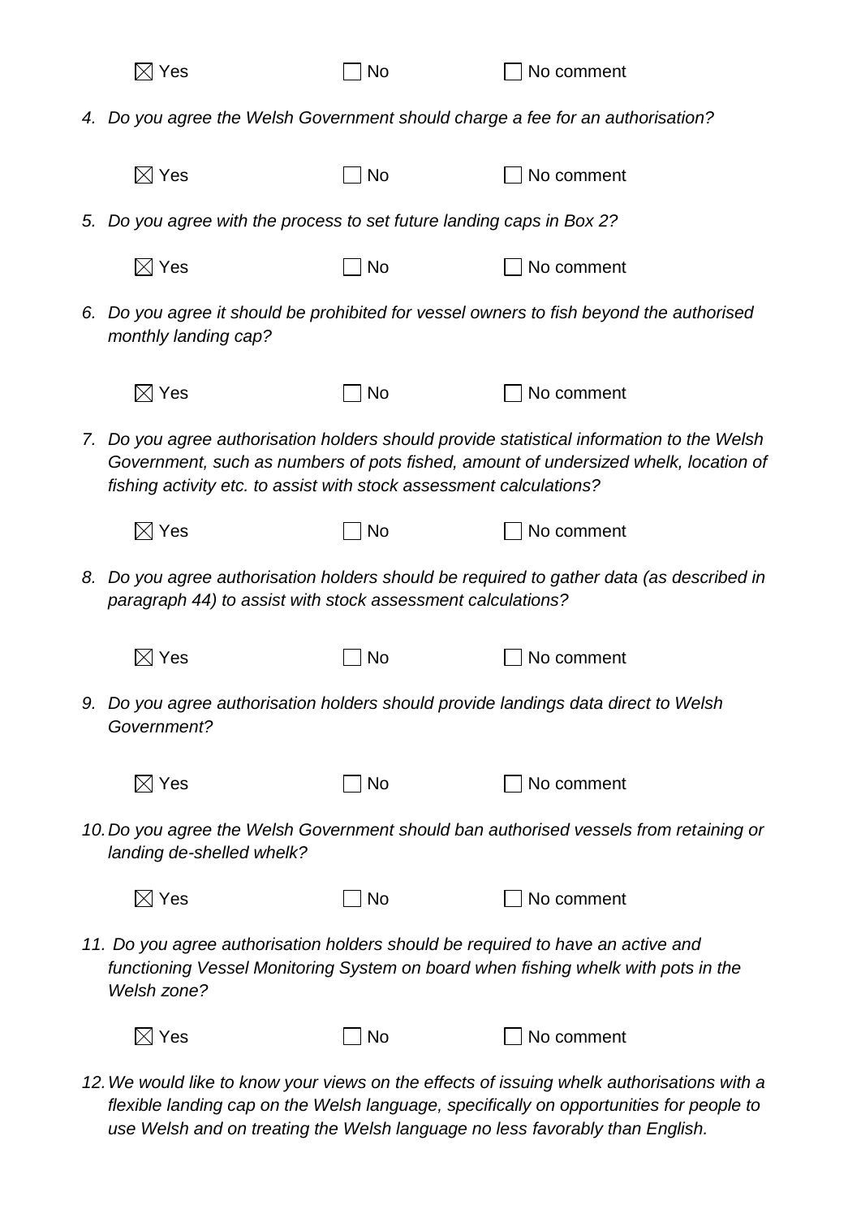☒ Yes ☐ No ☐ No comment

4. *Do you agree the Welsh Government should charge a fee for an authorisation?*

☒ Yes ☐ No ☐ No comment

5. *Do you agree with the process to set future landing caps in Box 2?*

☒ Yes ☐ No ☐ No comment

6. *Do you agree it should be prohibited for vessel owners to fish beyond the authorised monthly landing cap?*

☒ Yes ☐ No ☐ No comment

7. *Do you agree authorisation holders should provide statistical information to the Welsh Government, such as numbers of pots fished, amount of undersized whelk, location of fishing activity etc. to assist with stock assessment calculations?*

☒ Yes ☐ No ☐ No comment

8. *Do you agree authorisation holders should be required to gather data (as described in paragraph 44) to assist with stock assessment calculations?*

☒ Yes ☐ No ☐ No comment

9. *Do you agree authorisation holders should provide landings data direct to Welsh Government?*

☒ Yes ☐ No ☐ No comment

10. *Do you agree the Welsh Government should ban authorised vessels from retaining or landing de-shelled whelk?*

☒ Yes ☐ No ☐ No comment

11. *Do you agree authorisation holders should be required to have an active and functioning Vessel Monitoring System on board when fishing whelk with pots in the Welsh zone?*

☒ Yes ☐ No ☐ No comment

12. *We would like to know your views on the effects of issuing whelk authorisations with a flexible landing cap on the Welsh language, specifically on opportunities for people to use Welsh and on treating the Welsh language no less favorably than English.*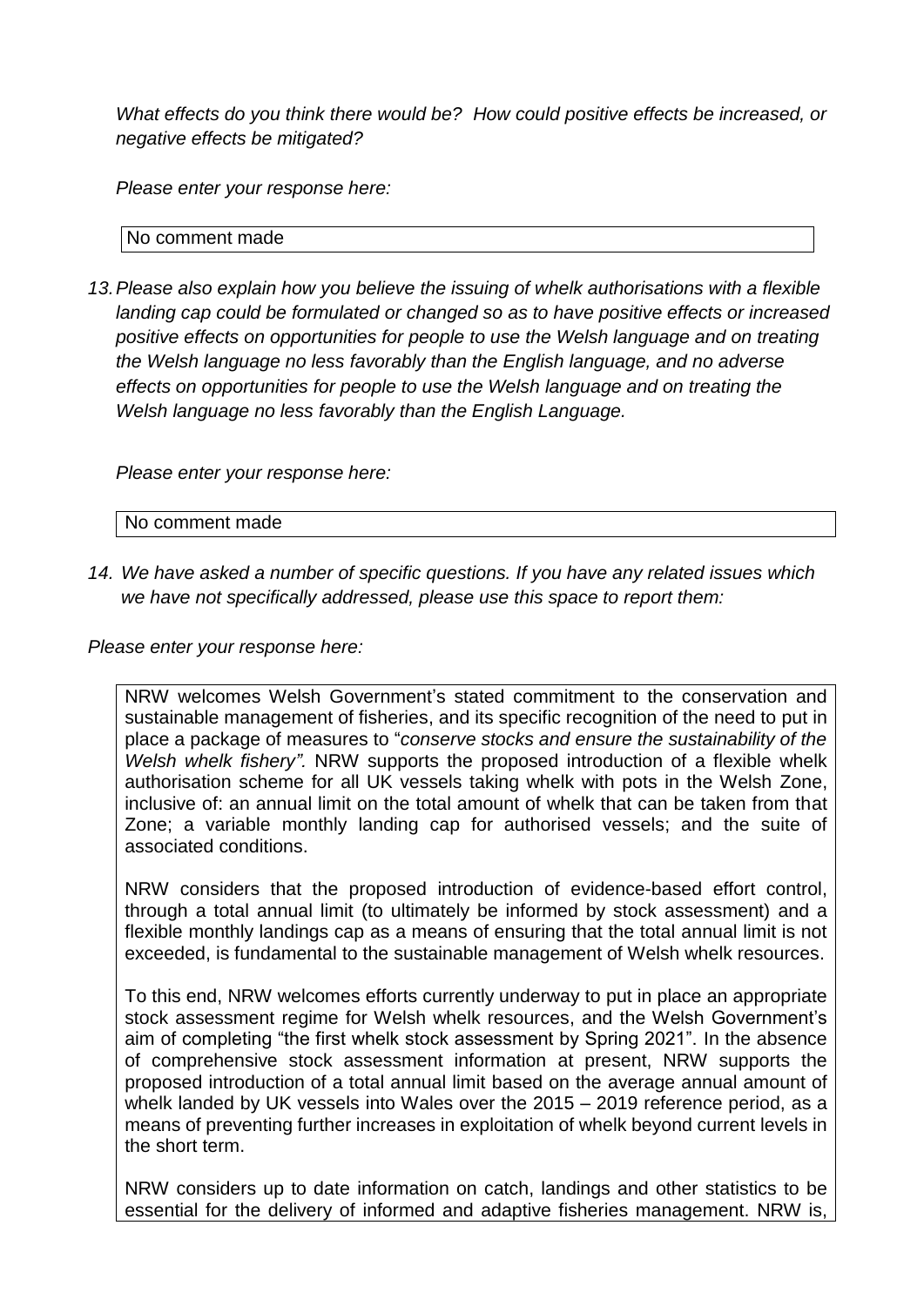*What effects do you think there would be? How could positive effects be increased, or negative effects be mitigated?*

*Please enter your response here:*

No comment made

*13. Please also explain how you believe the issuing of whelk authorisations with a flexible landing cap could be formulated or changed so as to have positive effects or increased positive effects on opportunities for people to use the Welsh language and on treating the Welsh language no less favorably than the English language, and no adverse effects on opportunities for people to use the Welsh language and on treating the Welsh language no less favorably than the English Language.*

*Please enter your response here:*

No comment made

*14. We have asked a number of specific questions. If you have any related issues which we have not specifically addressed, please use this space to report them:*

*Please enter your response here:*

NRW welcomes Welsh Government's stated commitment to the conservation and sustainable management of fisheries, and its specific recognition of the need to put in place a package of measures to "*conserve stocks and ensure the sustainability of the Welsh whelk fishery".* NRW supports the proposed introduction of a flexible whelk authorisation scheme for all UK vessels taking whelk with pots in the Welsh Zone, inclusive of: an annual limit on the total amount of whelk that can be taken from that Zone; a variable monthly landing cap for authorised vessels; and the suite of associated conditions.

NRW considers that the proposed introduction of evidence-based effort control, through a total annual limit (to ultimately be informed by stock assessment) and a flexible monthly landings cap as a means of ensuring that the total annual limit is not exceeded, is fundamental to the sustainable management of Welsh whelk resources.

To this end, NRW welcomes efforts currently underway to put in place an appropriate stock assessment regime for Welsh whelk resources, and the Welsh Government's aim of completing "the first whelk stock assessment by Spring 2021". In the absence of comprehensive stock assessment information at present, NRW supports the proposed introduction of a total annual limit based on the average annual amount of whelk landed by UK vessels into Wales over the 2015 – 2019 reference period, as a means of preventing further increases in exploitation of whelk beyond current levels in the short term.

NRW considers up to date information on catch, landings and other statistics to be essential for the delivery of informed and adaptive fisheries management. NRW is,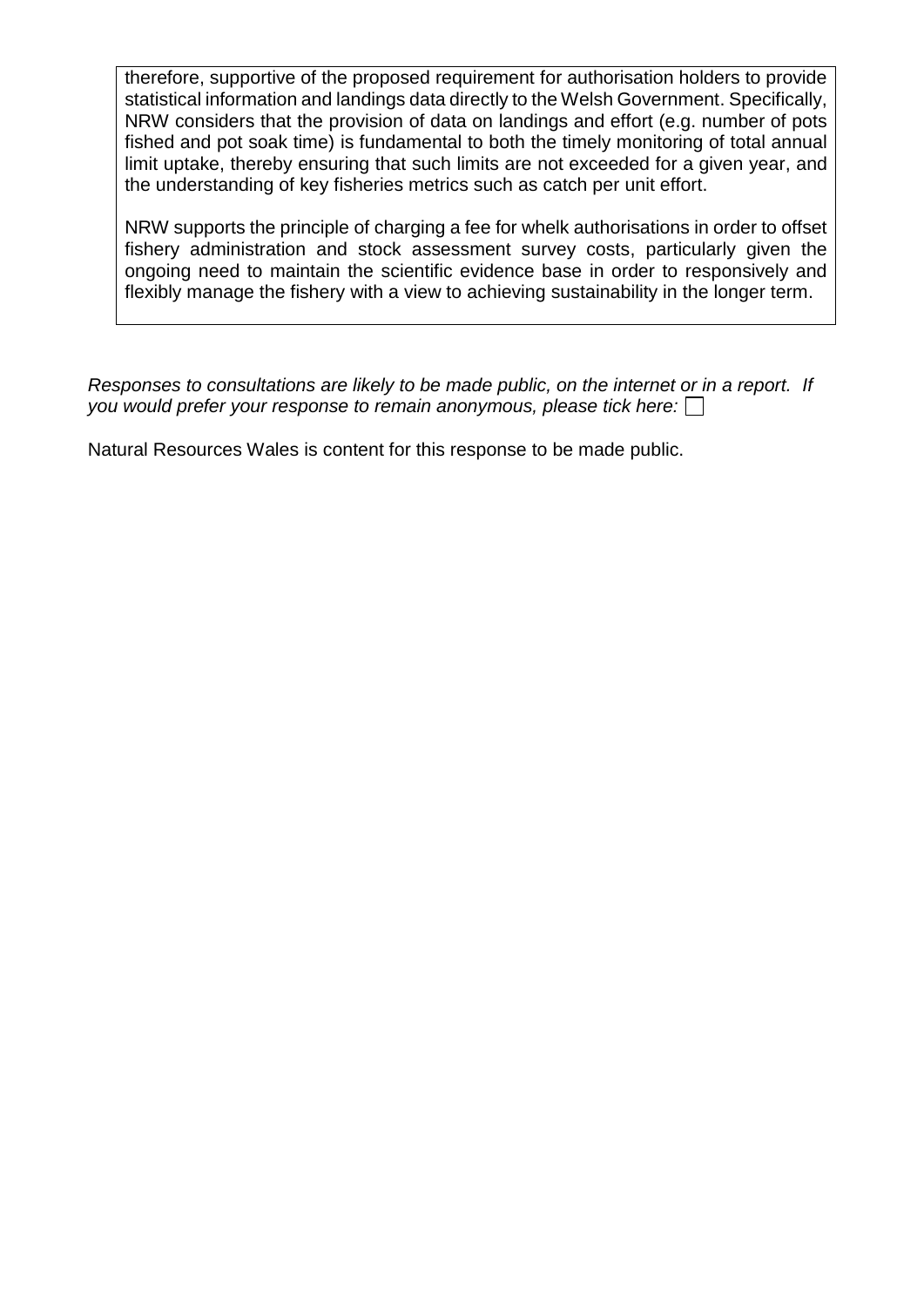therefore, supportive of the proposed requirement for authorisation holders to provide statistical information and landings data directly to the Welsh Government. Specifically, NRW considers that the provision of data on landings and effort (e.g. number of pots fished and pot soak time) is fundamental to both the timely monitoring of total annual limit uptake, thereby ensuring that such limits are not exceeded for a given year, and the understanding of key fisheries metrics such as catch per unit effort.

NRW supports the principle of charging a fee for whelk authorisations in order to offset fishery administration and stock assessment survey costs, particularly given the ongoing need to maintain the scientific evidence base in order to responsively and flexibly manage the fishery with a view to achieving sustainability in the longer term.

*Responses to consultations are likely to be made public, on the internet or in a report. If you would prefer your response to remain anonymous, please tick here:* ☐

Natural Resources Wales is content for this response to be made public.